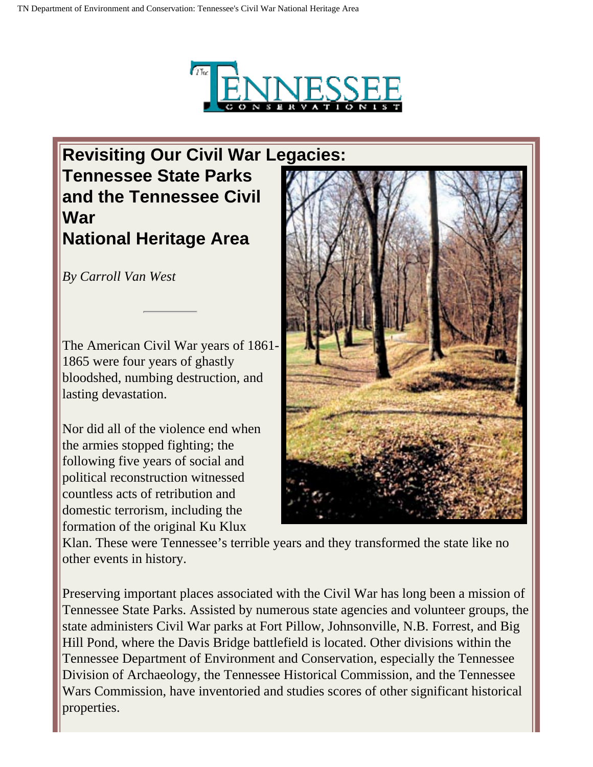# Revisiting Our Civil War Legacies: Tennessee State Parks and the Tennessee Civil War National Heritage Area

*By Carroll Van West*

---

The American Civil War years of 1861-1865 were four years of ghastly bloodshed, numbing destruction, and lasting devastation.

Nor did all of the violence end when the armies stopped fighting; the following five years of social and political reconstruction witnessed countless acts of retribution and domestic terrorism, including the formation of the original Ku Klux Klan. These were Tennessee's terrible years and they transformed the state like no other events in history.

Preserving important places associated with the Civil War has long been a mission of Tennessee State Parks. Assisted by numerous state agencies and volunteer groups, the state administers Civil War parks at Fort Pillow, Johnsonville, N.B. Forrest, and Big Hill Pond, where the Davis Bridge battlefield is located. Other divisions within the Tennessee Department of Environment and Conservation, especially the Tennessee Division of Archaeology, the Tennessee Historical Commission, and the Tennessee Wars Commission, have inventoried and studies scores of other significant historical properties.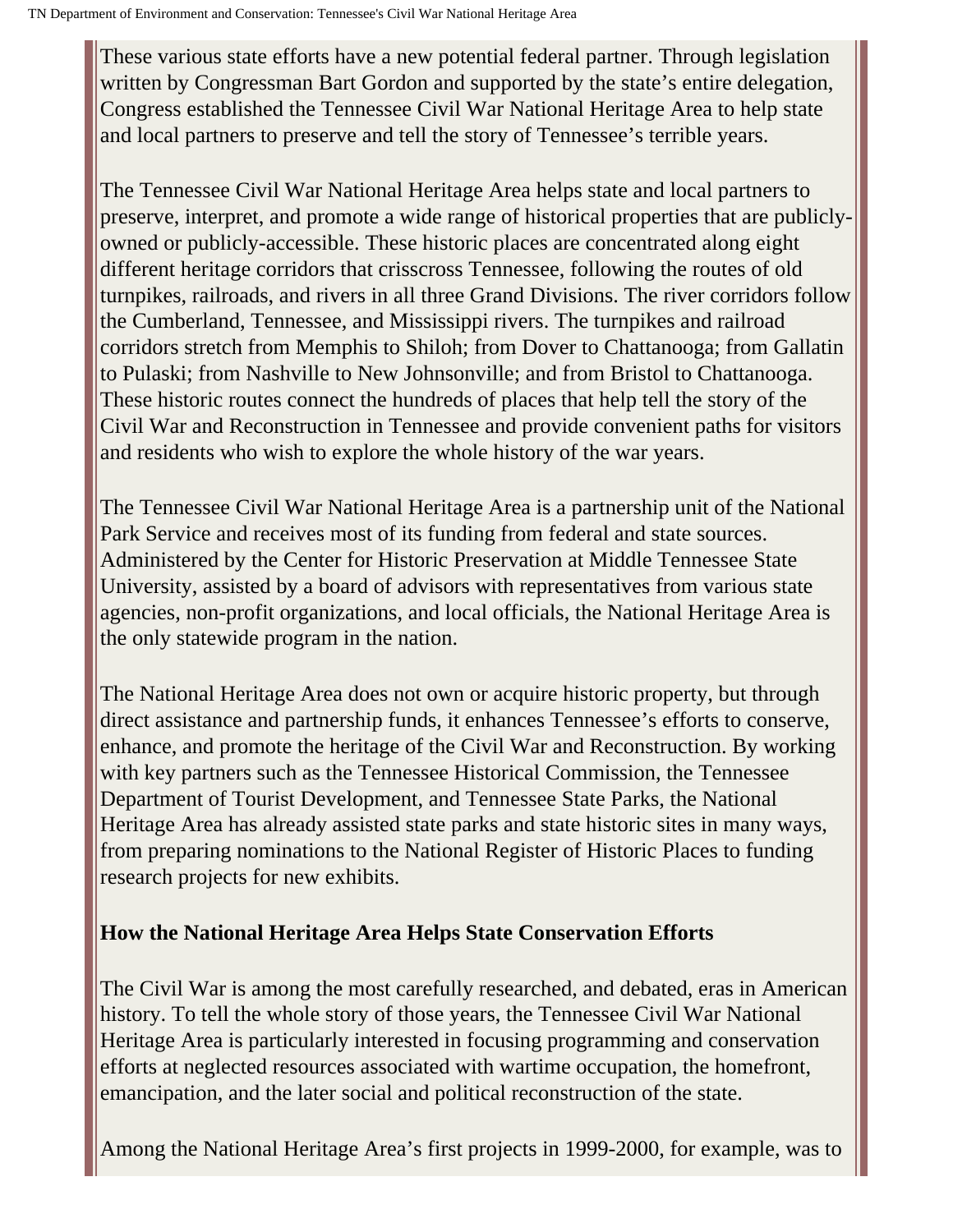These various state efforts have a new potential federal partner. Through legislation written by Congressman Bart Gordon and supported by the state's entire delegation, Congress established the Tennessee Civil War National Heritage Area to help state and local partners to preserve and tell the story of Tennessee's terrible years.

The Tennessee Civil War National Heritage Area helps state and local partners to preserve, interpret, and promote a wide range of historical properties that are publicly-owned or publicly-accessible. These historic places are concentrated along eight different heritage corridors that crisscross Tennessee, following the routes of old turnpikes, railroads, and rivers in all three Grand Divisions. The river corridors follow the Cumberland, Tennessee, and Mississippi rivers. The turnpikes and railroad corridors stretch from Memphis to Shiloh; from Dover to Chattanooga; from Gallatin to Pulaski; from Nashville to New Johnsonville; and from Bristol to Chattanooga. These historic routes connect the hundreds of places that help tell the story of the Civil War and Reconstruction in Tennessee and provide convenient paths for visitors and residents who wish to explore the whole history of the war years.

The Tennessee Civil War National Heritage Area is a partnership unit of the National Park Service and receives most of its funding from federal and state sources. Administered by the Center for Historic Preservation at Middle Tennessee State University, assisted by a board of advisors with representatives from various state agencies, non-profit organizations, and local officials, the National Heritage Area is the only statewide program in the nation.

The National Heritage Area does not own or acquire historic property, but through direct assistance and partnership funds, it enhances Tennessee's efforts to conserve, enhance, and promote the heritage of the Civil War and Reconstruction. By working with key partners such as the Tennessee Historical Commission, the Tennessee Department of Tourist Development, and Tennessee State Parks, the National Heritage Area has already assisted state parks and state historic sites in many ways, from preparing nominations to the National Register of Historic Places to funding research projects for new exhibits.

**How the National Heritage Area Helps State Conservation Efforts**

The Civil War is among the most carefully researched, and debated, eras in American history. To tell the whole story of those years, the Tennessee Civil War National Heritage Area is particularly interested in focusing programming and conservation efforts at neglected resources associated with wartime occupation, the homefront, emancipation, and the later social and political reconstruction of the state.

Among the National Heritage Area's first projects in 1999-2000, for example, was to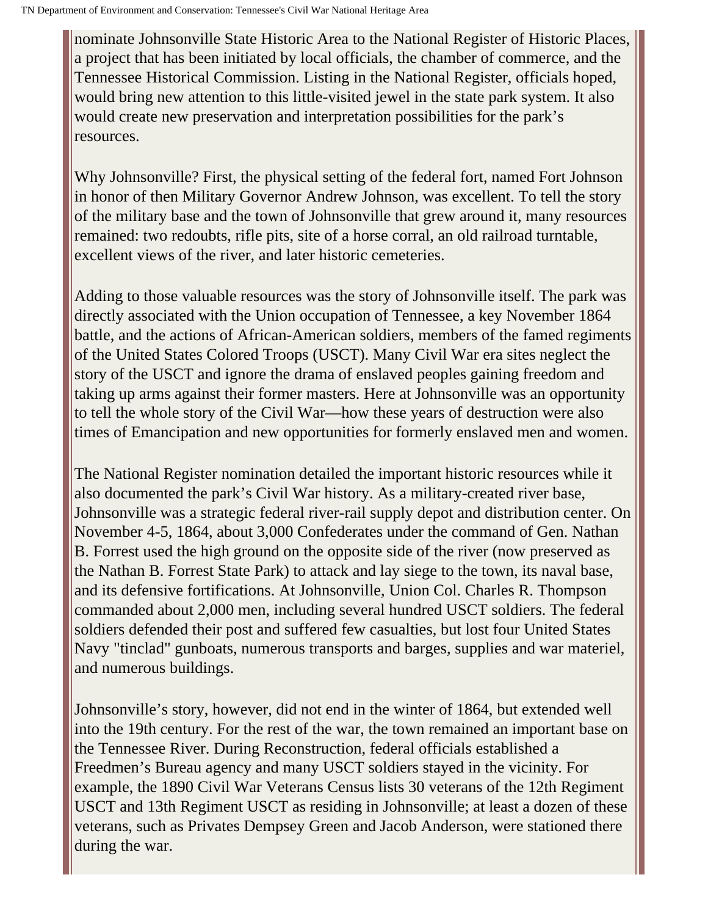nominate Johnsonville State Historic Area to the National Register of Historic Places, a project that has been initiated by local officials, the chamber of commerce, and the Tennessee Historical Commission. Listing in the National Register, officials hoped, would bring new attention to this little-visited jewel in the state park system. It also would create new preservation and interpretation possibilities for the park's resources.

Why Johnsonville? First, the physical setting of the federal fort, named Fort Johnson in honor of then Military Governor Andrew Johnson, was excellent. To tell the story of the military base and the town of Johnsonville that grew around it, many resources remained: two redoubts, rifle pits, site of a horse corral, an old railroad turntable, excellent views of the river, and later historic cemeteries.

Adding to those valuable resources was the story of Johnsonville itself. The park was directly associated with the Union occupation of Tennessee, a key November 1864 battle, and the actions of African-American soldiers, members of the famed regiments of the United States Colored Troops (USCT). Many Civil War era sites neglect the story of the USCT and ignore the drama of enslaved peoples gaining freedom and taking up arms against their former masters. Here at Johnsonville was an opportunity to tell the whole story of the Civil War—how these years of destruction were also times of Emancipation and new opportunities for formerly enslaved men and women.

The National Register nomination detailed the important historic resources while it also documented the park's Civil War history. As a military-created river base, Johnsonville was a strategic federal river-rail supply depot and distribution center. On November 4-5, 1864, about 3,000 Confederates under the command of Gen. Nathan B. Forrest used the high ground on the opposite side of the river (now preserved as the Nathan B. Forrest State Park) to attack and lay siege to the town, its naval base, and its defensive fortifications. At Johnsonville, Union Col. Charles R. Thompson commanded about 2,000 men, including several hundred USCT soldiers. The federal soldiers defended their post and suffered few casualties, but lost four United States Navy "tinclad" gunboats, numerous transports and barges, supplies and war materiel, and numerous buildings.

Johnsonville's story, however, did not end in the winter of 1864, but extended well into the 19th century. For the rest of the war, the town remained an important base on the Tennessee River. During Reconstruction, federal officials established a Freedmen's Bureau agency and many USCT soldiers stayed in the vicinity. For example, the 1890 Civil War Veterans Census lists 30 veterans of the 12th Regiment USCT and 13th Regiment USCT as residing in Johnsonville; at least a dozen of these veterans, such as Privates Dempsey Green and Jacob Anderson, were stationed there during the war.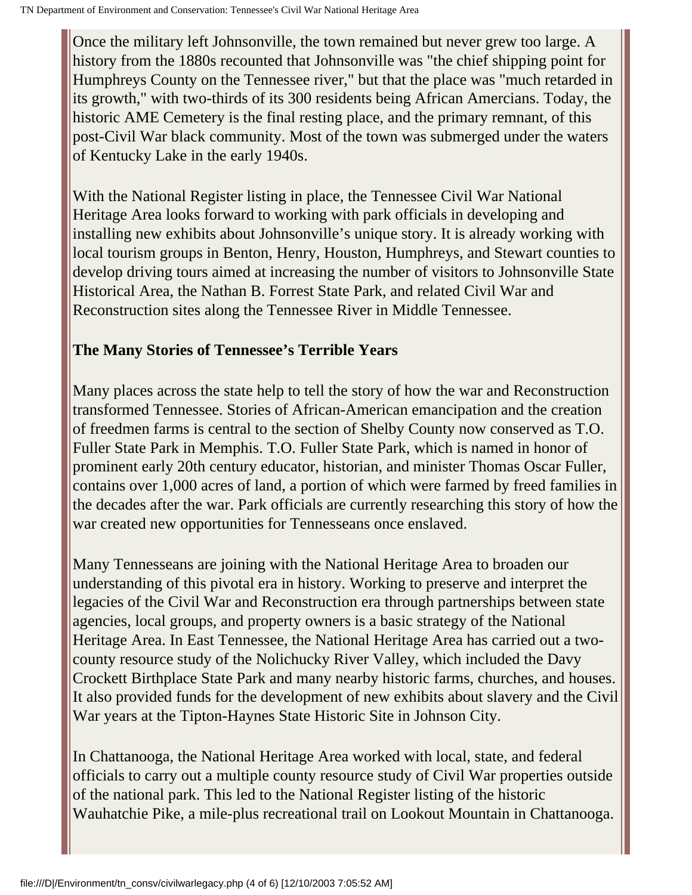Once the military left Johnsonville, the town remained but never grew too large. A history from the 1880s recounted that Johnsonville was "the chief shipping point for Humphreys County on the Tennessee river," but that the place was "much retarded in its growth," with two-thirds of its 300 residents being African Amercians. Today, the historic AME Cemetery is the final resting place, and the primary remnant, of this post-Civil War black community. Most of the town was submerged under the waters of Kentucky Lake in the early 1940s.

With the National Register listing in place, the Tennessee Civil War National Heritage Area looks forward to working with park officials in developing and installing new exhibits about Johnsonville's unique story. It is already working with local tourism groups in Benton, Henry, Houston, Humphreys, and Stewart counties to develop driving tours aimed at increasing the number of visitors to Johnsonville State Historical Area, the Nathan B. Forrest State Park, and related Civil War and Reconstruction sites along the Tennessee River in Middle Tennessee.

**The Many Stories of Tennessee's Terrible Years**

Many places across the state help to tell the story of how the war and Reconstruction transformed Tennessee. Stories of African-American emancipation and the creation of freedmen farms is central to the section of Shelby County now conserved as T.O. Fuller State Park in Memphis. T.O. Fuller State Park, which is named in honor of prominent early 20th century educator, historian, and minister Thomas Oscar Fuller, contains over 1,000 acres of land, a portion of which were farmed by freed families in the decades after the war. Park officials are currently researching this story of how the war created new opportunities for Tennesseans once enslaved.

Many Tennesseans are joining with the National Heritage Area to broaden our understanding of this pivotal era in history. Working to preserve and interpret the legacies of the Civil War and Reconstruction era through partnerships between state agencies, local groups, and property owners is a basic strategy of the National Heritage Area. In East Tennessee, the National Heritage Area has carried out a two-county resource study of the Nolichucky River Valley, which included the Davy Crockett Birthplace State Park and many nearby historic farms, churches, and houses. It also provided funds for the development of new exhibits about slavery and the Civil War years at the Tipton-Haynes State Historic Site in Johnson City.

In Chattanooga, the National Heritage Area worked with local, state, and federal officials to carry out a multiple county resource study of Civil War properties outside of the national park. This led to the National Register listing of the historic Wauhatchie Pike, a mile-plus recreational trail on Lookout Mountain in Chattanooga.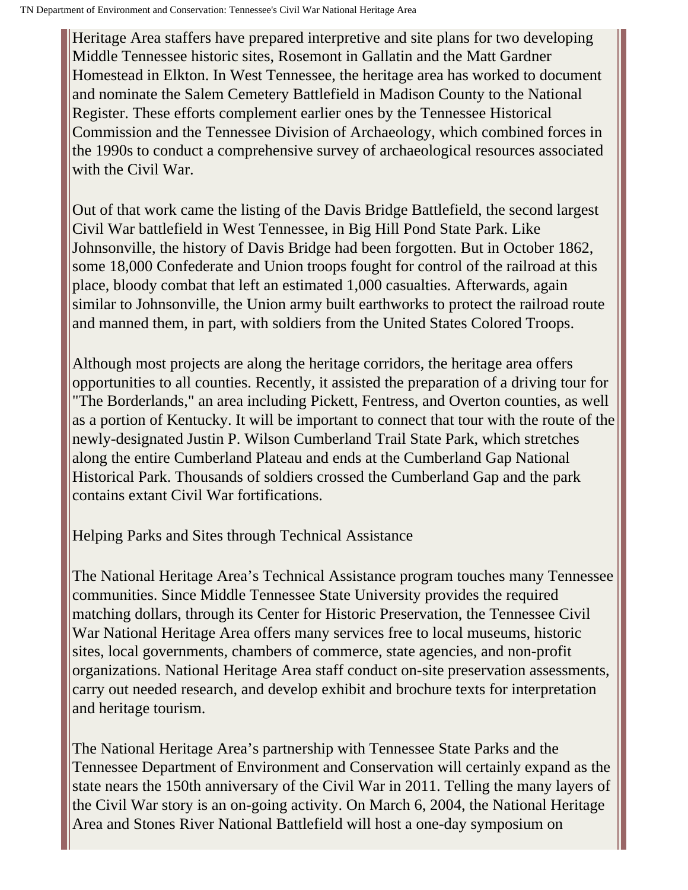Heritage Area staffers have prepared interpretive and site plans for two developing Middle Tennessee historic sites, Rosemont in Gallatin and the Matt Gardner Homestead in Elkton. In West Tennessee, the heritage area has worked to document and nominate the Salem Cemetery Battlefield in Madison County to the National Register. These efforts complement earlier ones by the Tennessee Historical Commission and the Tennessee Division of Archaeology, which combined forces in the 1990s to conduct a comprehensive survey of archaeological resources associated with the Civil War.

Out of that work came the listing of the Davis Bridge Battlefield, the second largest Civil War battlefield in West Tennessee, in Big Hill Pond State Park. Like Johnsonville, the history of Davis Bridge had been forgotten. But in October 1862, some 18,000 Confederate and Union troops fought for control of the railroad at this place, bloody combat that left an estimated 1,000 casualties. Afterwards, again similar to Johnsonville, the Union army built earthworks to protect the railroad route and manned them, in part, with soldiers from the United States Colored Troops.

Although most projects are along the heritage corridors, the heritage area offers opportunities to all counties. Recently, it assisted the preparation of a driving tour for "The Borderlands," an area including Pickett, Fentress, and Overton counties, as well as a portion of Kentucky. It will be important to connect that tour with the route of the newly-designated Justin P. Wilson Cumberland Trail State Park, which stretches along the entire Cumberland Plateau and ends at the Cumberland Gap National Historical Park. Thousands of soldiers crossed the Cumberland Gap and the park contains extant Civil War fortifications.

## Helping Parks and Sites through Technical Assistance

The National Heritage Area's Technical Assistance program touches many Tennessee communities. Since Middle Tennessee State University provides the required matching dollars, through its Center for Historic Preservation, the Tennessee Civil War National Heritage Area offers many services free to local museums, historic sites, local governments, chambers of commerce, state agencies, and non-profit organizations. National Heritage Area staff conduct on-site preservation assessments, carry out needed research, and develop exhibit and brochure texts for interpretation and heritage tourism.

The National Heritage Area's partnership with Tennessee State Parks and the Tennessee Department of Environment and Conservation will certainly expand as the state nears the 150th anniversary of the Civil War in 2011. Telling the many layers of the Civil War story is an on-going activity. On March 6, 2004, the National Heritage Area and Stones River National Battlefield will host a one-day symposium on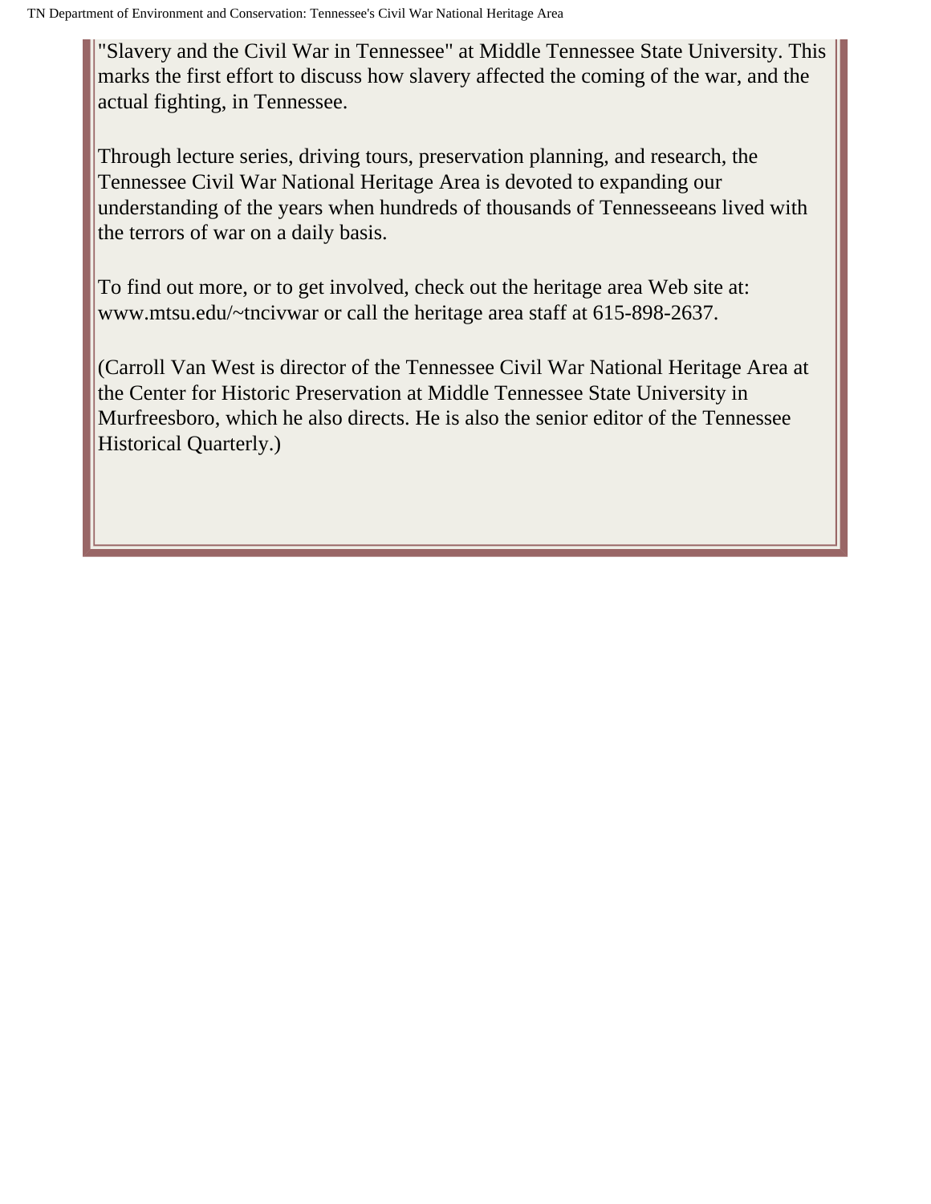"Slavery and the Civil War in Tennessee" at Middle Tennessee State University. This marks the first effort to discuss how slavery affected the coming of the war, and the actual fighting, in Tennessee.

Through lecture series, driving tours, preservation planning, and research, the Tennessee Civil War National Heritage Area is devoted to expanding our understanding of the years when hundreds of thousands of Tennesseeans lived with the terrors of war on a daily basis.

To find out more, or to get involved, check out the heritage area Web site at: www.mtsu.edu/~tncivwar or call the heritage area staff at 615-898-2637.

(Carroll Van West is director of the Tennessee Civil War National Heritage Area at the Center for Historic Preservation at Middle Tennessee State University in Murfreesboro, which he also directs. He is also the senior editor of the Tennessee Historical Quarterly.)